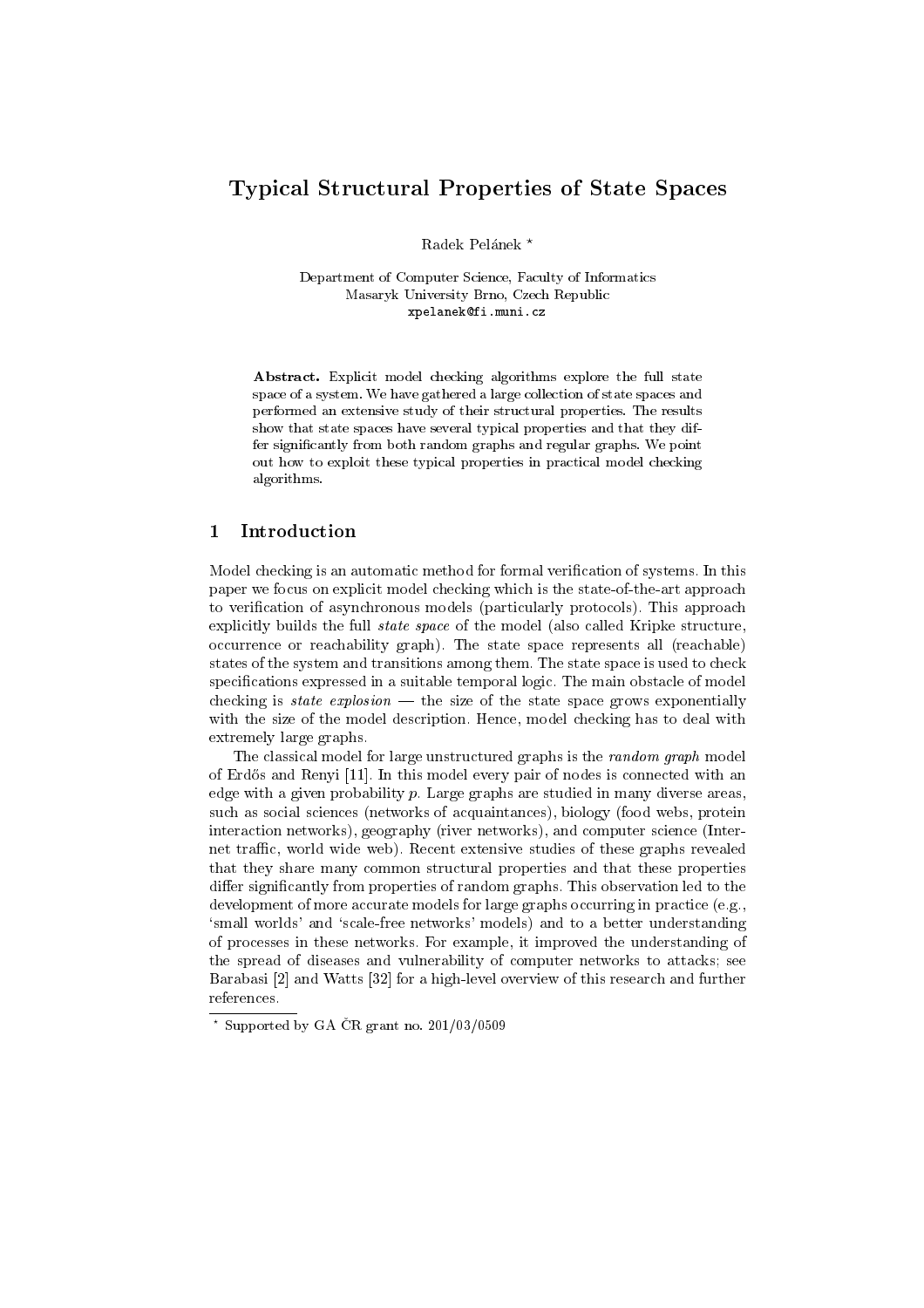# Typical Structural Properties of State Spaces

Radek Pelánek *

Department of Computer Science, Faculty of Informatics
Masaryk University Brno, Czech Republic
xpelanek@fi.muni.cz

**Abstract.** Explicit model checking algorithms explore the full state space of a system. We have gathered a large collection of state spaces and performed an extensive study of their structural properties. The results show that state spaces have several typical properties and that they differ significantly from both random graphs and regular graphs. We point out how to exploit these typical properties in practical model checking algorithms.

## 1 Introduction

Model checking is an automatic method for formal verification of systems. In this paper we focus on explicit model checking which is the state-of-the-art approach to verification of asynchronous models (particularly protocols). This approach explicitly builds the full *state space* of the model (also called Kripke structure, occurrence or reachability graph). The state space represents all (reachable) states of the system and transitions among them. The state space is used to check specifications expressed in a suitable temporal logic. The main obstacle of model checking is *state explosion* — the size of the state space grows exponentially with the size of the model description. Hence, model checking has to deal with extremely large graphs.

The classical model for large unstructured graphs is the *random graph* model of Erdős and Renyi [11]. In this model every pair of nodes is connected with an edge with a given probability $p$. Large graphs are studied in many diverse areas, such as social sciences (networks of acquaintances), biology (food webs, protein interaction networks), geography (river networks), and computer science (Internet traffic, world wide web). Recent extensive studies of these graphs revealed that they share many common structural properties and that these properties differ significantly from properties of random graphs. This observation led to the development of more accurate models for large graphs occurring in practice (e.g., 'small worlds' and 'scale-free networks' models) and to a better understanding of processes in these networks. For example, it improved the understanding of the spread of diseases and vulnerability of computer networks to attacks; see Barabasi [2] and Watts [32] for a high-level overview of this research and further references.

* Supported by GA ČR grant no. 201/03/0509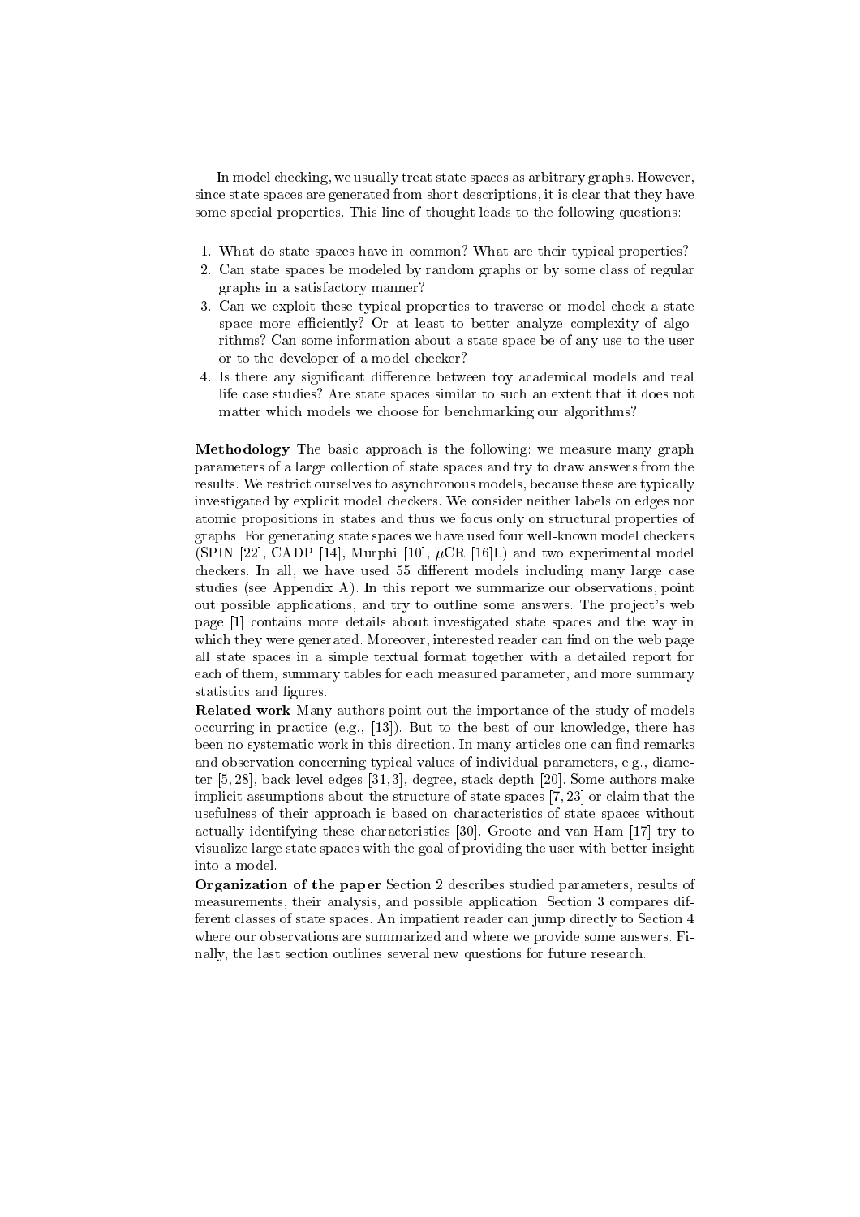In model checking, we usually treat state spaces as arbitrary graphs. However, since state spaces are generated from short descriptions, it is clear that they have some special properties. This line of thought leads to the following questions:

1. What do state spaces have in common? What are their typical properties?
2. Can state spaces be modeled by random graphs or by some class of regular graphs in a satisfactory manner?
3. Can we exploit these typical properties to traverse or model check a state space more efficiently? Or at least to better analyze complexity of algorithms? Can some information about a state space be of any use to the user or to the developer of a model checker?
4. Is there any significant difference between toy academical models and real life case studies? Are state spaces similar to such an extent that it does not matter which models we choose for benchmarking our algorithms?

**Methodology** The basic approach is the following: we measure many graph parameters of a large collection of state spaces and try to draw answers from the results. We restrict ourselves to asynchronous models, because these are typically investigated by explicit model checkers. We consider neither labels on edges nor atomic propositions in states and thus we focus only on structural properties of graphs. For generating state spaces we have used four well-known model checkers (SPIN [22], CADP [14], Murphi [10], $\mu$CR [16]L) and two experimental model checkers. In all, we have used 55 different models including many large case studies (see Appendix A). In this report we summarize our observations, point out possible applications, and try to outline some answers. The project's web page [1] contains more details about investigated state spaces and the way in which they were generated. Moreover, interested reader can find on the web page all state spaces in a simple textual format together with a detailed report for each of them, summary tables for each measured parameter, and more summary statistics and figures.

**Related work** Many authors point out the importance of the study of models occurring in practice (e.g., [13]). But to the best of our knowledge, there has been no systematic work in this direction. In many articles one can find remarks and observation concerning typical values of individual parameters, e.g., diameter [5, 28], back level edges [31, 3], degree, stack depth [20]. Some authors make implicit assumptions about the structure of state spaces [7, 23] or claim that the usefulness of their approach is based on characteristics of state spaces without actually identifying these characteristics [30]. Groote and van Ham [17] try to visualize large state spaces with the goal of providing the user with better insight into a model.

**Organization of the paper** Section 2 describes studied parameters, results of measurements, their analysis, and possible application. Section 3 compares different classes of state spaces. An impatient reader can jump directly to Section 4 where our observations are summarized and where we provide some answers. Finally, the last section outlines several new questions for future research.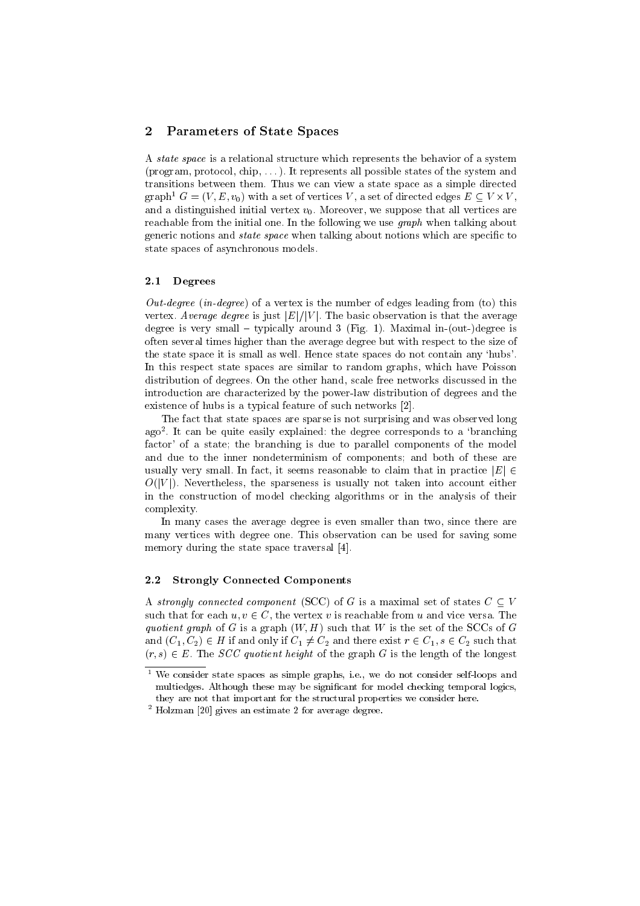## 2 Parameters of State Spaces

A *state space* is a relational structure which represents the behavior of a system (program, protocol, chip, ...). It represents all possible states of the system and transitions between them. Thus we can view a state space as a simple directed graph[1] $G = (V, E, v_0)$ with a set of vertices $V$, a set of directed edges $E \subseteq V \times V$, and a distinguished initial vertex $v_0$. Moreover, we suppose that all vertices are reachable from the initial one. In the following we use *graph* when talking about generic notions and *state space* when talking about notions which are specific to state spaces of asynchronous models.

### 2.1 Degrees

*Out-degree* (*in-degree*) of a vertex is the number of edges leading from (to) this vertex. *Average degree* is just $|E|/|V|$. The basic observation is that the average degree is very small – typically around 3 (Fig. 1). Maximal in-(out-)degree is often several times higher than the average degree but with respect to the size of the state space it is small as well. Hence state spaces do not contain any 'hubs'. In this respect state spaces are similar to random graphs, which have Poisson distribution of degrees. On the other hand, scale free networks discussed in the introduction are characterized by the power-law distribution of degrees and the existence of hubs is a typical feature of such networks [2].

The fact that state spaces are sparse is not surprising and was observed long ago[2]. It can be quite easily explained: the degree corresponds to a 'branching factor' of a state; the branching is due to parallel components of the model and due to the inner nondeterminism of components; and both of these are usually very small. In fact, it seems reasonable to claim that in practice $|E| \in O(|V|)$. Nevertheless, the sparseness is usually not taken into account either in the construction of model checking algorithms or in the analysis of their complexity.

In many cases the average degree is even smaller than two, since there are many vertices with degree one. This observation can be used for saving some memory during the state space traversal [4].

### 2.2 Strongly Connected Components

A *strongly connected component* (SCC) of $G$ is a maximal set of states $C \subseteq V$ such that for each $u, v \in C$, the vertex $v$ is reachable from $u$ and vice versa. The *quotient graph* of $G$ is a graph $(W, H)$ such that $W$ is the set of the SCCs of $G$ and $(C_1, C_2) \in H$ if and only if $C_1 \neq C_2$ and there exist $r \in C_1, s \in C_2$ such that $(r, s) \in E$. The *SCC quotient height* of the graph $G$ is the length of the longest

---

[1] We consider state spaces as simple graphs, i.e., we do not consider self-loops and multiedges. Although these may be significant for model checking temporal logics, they are not that important for the structural properties we consider here.

[2] Holzman [20] gives an estimate 2 for average degree.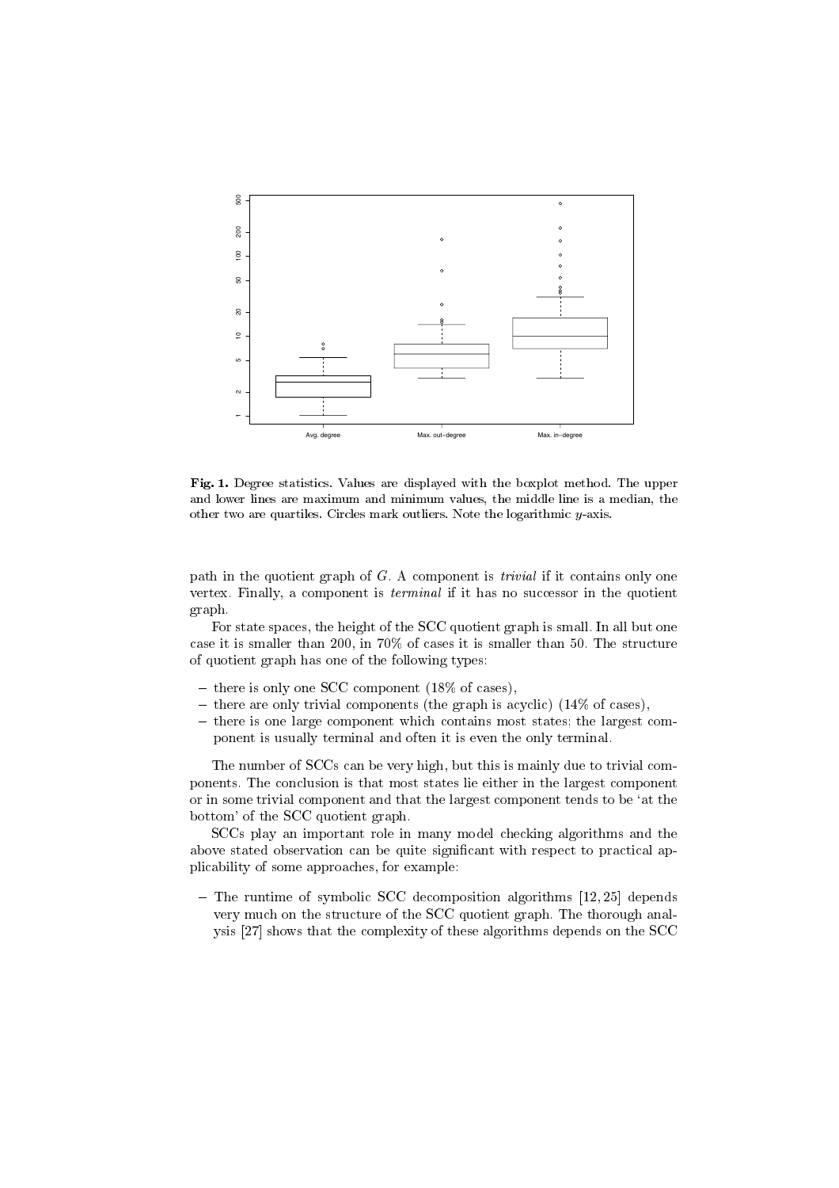**Fig. 1.** Degree statistics. Values are displayed with the boxplot method. The upper and lower lines are maximum and minimum values, the middle line is a median, the other two are quartiles. Circles mark outliers. Note the logarithmic $y$-axis.

path in the quotient graph of $G$. A component is *trivial* if it contains only one vertex. Finally, a component is *terminal* if it has no successor in the quotient graph.

For state spaces, the height of the SCC quotient graph is small. In all but one case it is smaller than 200, in 70% of cases it is smaller than 50. The structure of quotient graph has one of the following types:

- there is only one SCC component (18% of cases),
- there are only trivial components (the graph is acyclic) (14% of cases),
- there is one large component which contains most states; the largest component is usually terminal and often it is even the only terminal.

The number of SCCs can be very high, but this is mainly due to trivial components. The conclusion is that most states lie either in the largest component or in some trivial component and that the largest component tends to be 'at the bottom' of the SCC quotient graph.

SCCs play an important role in many model checking algorithms and the above stated observation can be quite significant with respect to practical applicability of some approaches, for example:

- The runtime of symbolic SCC decomposition algorithms [12, 25] depends very much on the structure of the SCC quotient graph. The thorough analysis [27] shows that the complexity of these algorithms depends on the SCC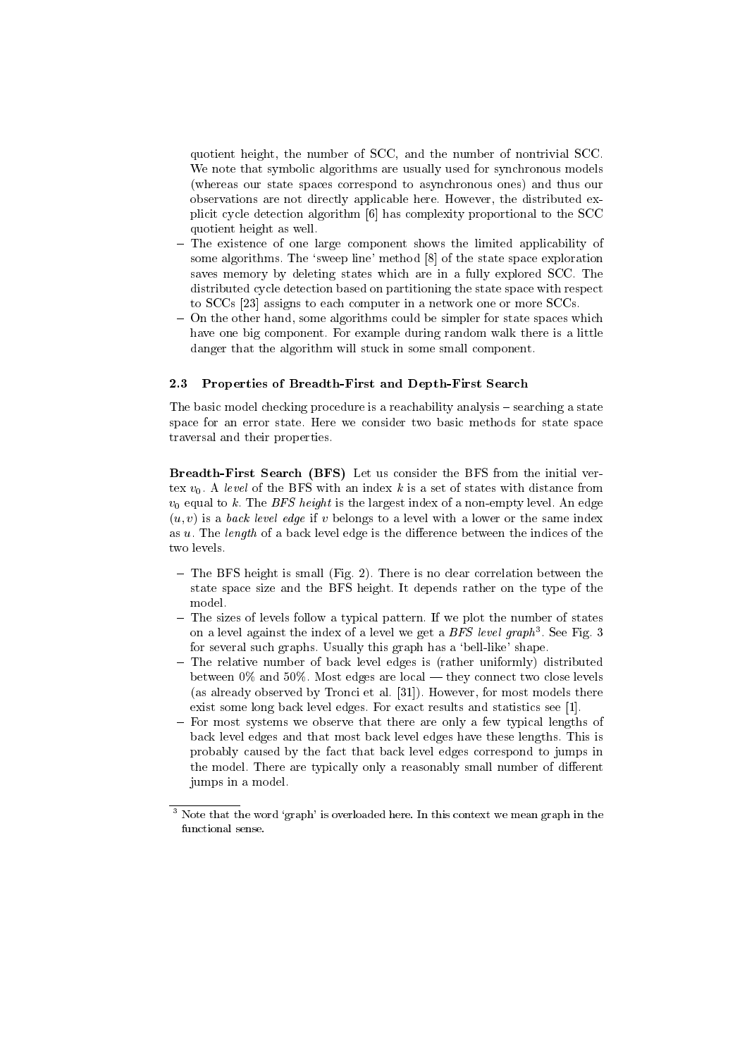quotient height, the number of SCC, and the number of nontrivial SCC. We note that symbolic algorithms are usually used for synchronous models (whereas our state spaces correspond to asynchronous ones) and thus our observations are not directly applicable here. However, the distributed explicit cycle detection algorithm [6] has complexity proportional to the SCC quotient height as well.

- The existence of one large component shows the limited applicability of some algorithms. The 'sweep line' method [8] of the state space exploration saves memory by deleting states which are in a fully explored SCC. The distributed cycle detection based on partitioning the state space with respect to SCCs [23] assigns to each computer in a network one or more SCCs.
- On the other hand, some algorithms could be simpler for state spaces which have one big component. For example during random walk there is a little danger that the algorithm will stuck in some small component.

### 2.3 Properties of Breadth-First and Depth-First Search

The basic model checking procedure is a reachability analysis – searching a state space for an error state. Here we consider two basic methods for state space traversal and their properties.

**Breadth-First Search (BFS)** Let us consider the BFS from the initial vertex $v_0$. A *level* of the BFS with an index $k$ is a set of states with distance from $v_0$ equal to $k$. The *BFS height* is the largest index of a non-empty level. An edge $(u, v)$ is a *back level edge* if $v$ belongs to a level with a lower or the same index as $u$. The *length* of a back level edge is the difference between the indices of the two levels.

- The BFS height is small (Fig. 2). There is no clear correlation between the state space size and the BFS height. It depends rather on the type of the model.
- The sizes of levels follow a typical pattern. If we plot the number of states on a level against the index of a level we get a *BFS level graph*[3]. See Fig. 3 for several such graphs. Usually this graph has a 'bell-like' shape.
- The relative number of back level edges is (rather uniformly) distributed between 0% and 50%. Most edges are local — they connect two close levels (as already observed by Tronci et al. [31]). However, for most models there exist some long back level edges. For exact results and statistics see [1].
- For most systems we observe that there are only a few typical lengths of back level edges and that most back level edges have these lengths. This is probably caused by the fact that back level edges correspond to jumps in the model. There are typically only a reasonably small number of different jumps in a model.

[3] Note that the word 'graph' is overloaded here. In this context we mean graph in the functional sense.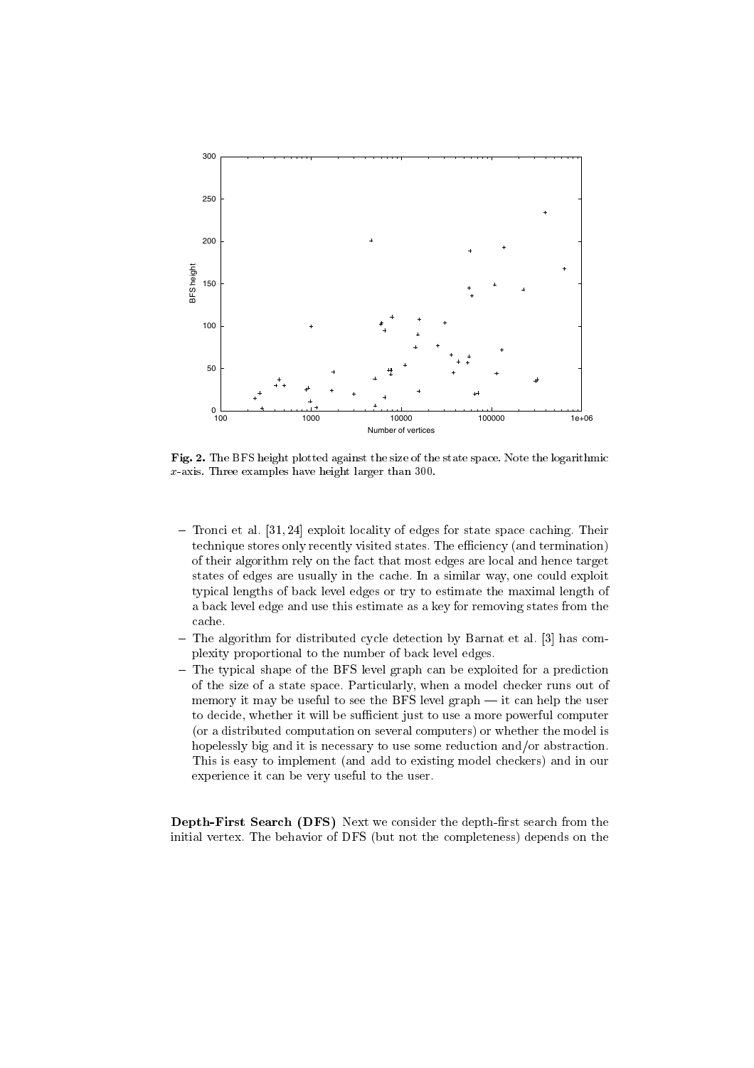Fig. 2. The BFS height plotted against the size of the state space. Note the logarithmic $x$-axis. Three examples have height larger than 300.

- Tronci et al. [31, 24] exploit locality of edges for state space caching. Their technique stores only recently visited states. The efficiency (and termination) of their algorithm rely on the fact that most edges are local and hence target states of edges are usually in the cache. In a similar way, one could exploit typical lengths of back level edges or try to estimate the maximal length of a back level edge and use this estimate as a key for removing states from the cache.
- The algorithm for distributed cycle detection by Barnat et al. [3] has complexity proportional to the number of back level edges.
- The typical shape of the BFS level graph can be exploited for a prediction of the size of a state space. Particularly, when a model checker runs out of memory it may be useful to see the BFS level graph — it can help the user to decide, whether it will be sufficient just to use a more powerful computer (or a distributed computation on several computers) or whether the model is hopelessly big and it is necessary to use some reduction and/or abstraction. This is easy to implement (and add to existing model checkers) and in our experience it can be very useful to the user.

**Depth-First Search (DFS)** Next we consider the depth-first search from the initial vertex. The behavior of DFS (but not the completeness) depends on the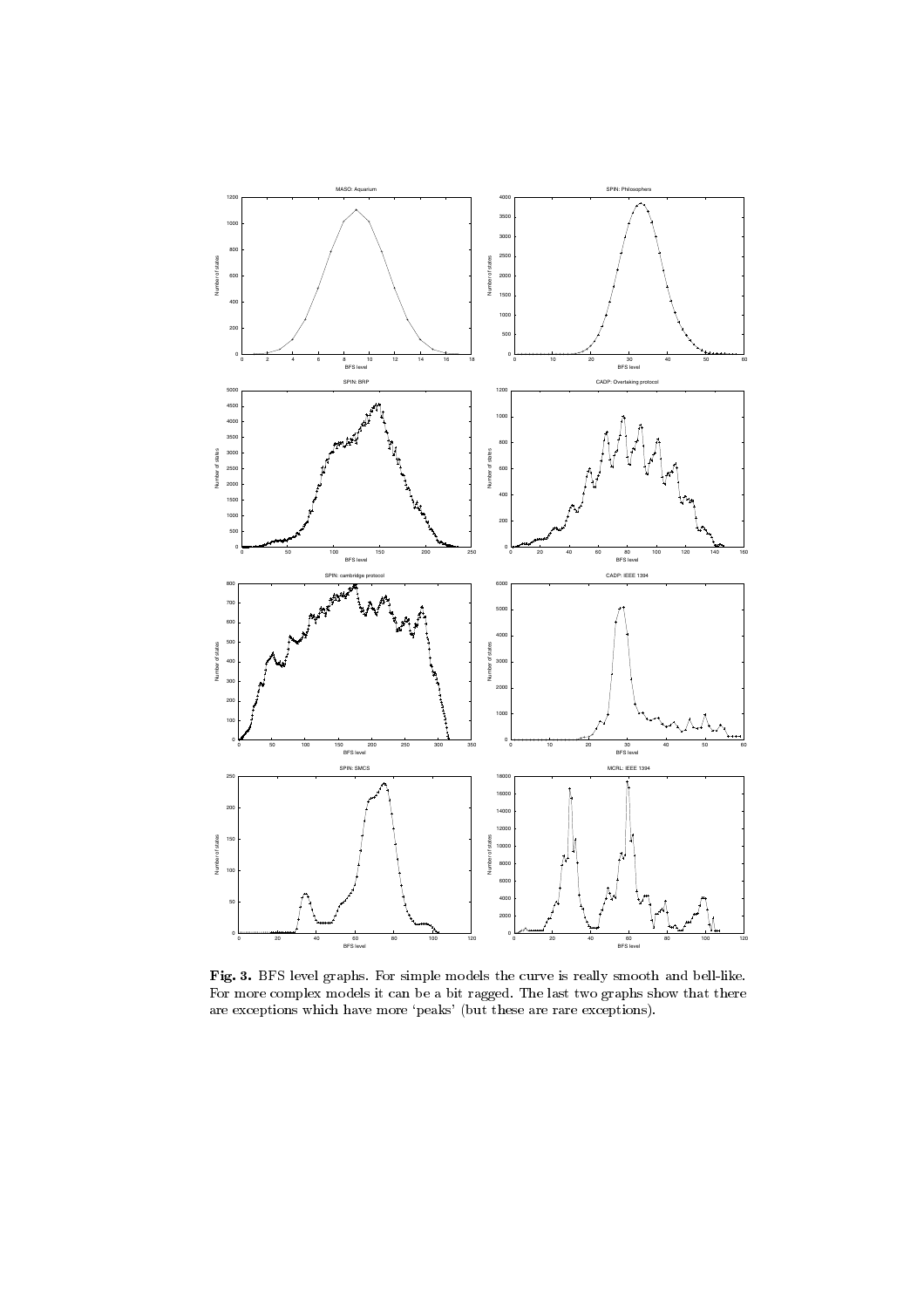**Fig. 3.** BFS level graphs. For simple models the curve is really smooth and bell-like. For more complex models it can be a bit ragged. The last two graphs show that there are exceptions which have more 'peaks' (but these are rare exceptions).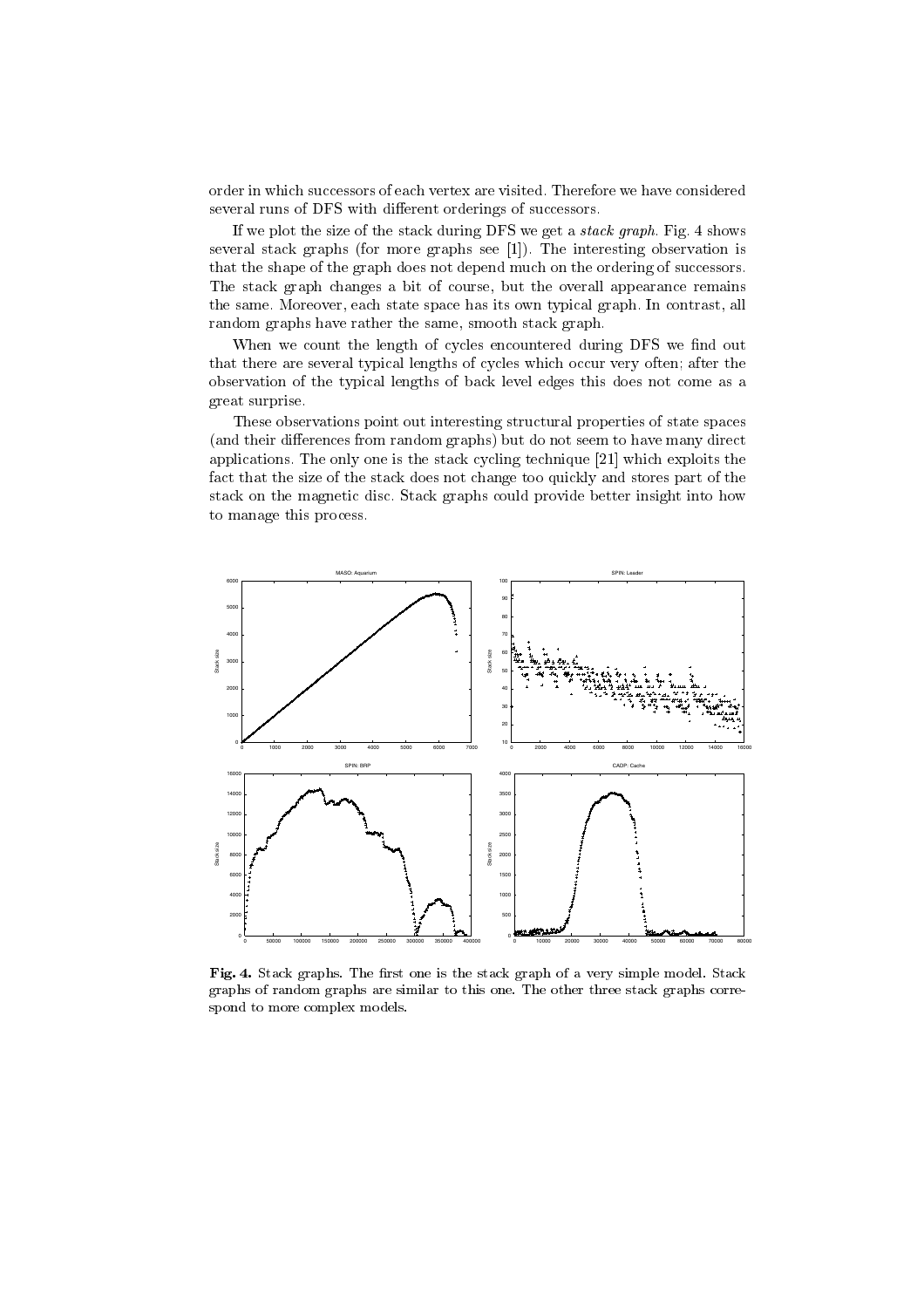order in which successors of each vertex are visited. Therefore we have considered several runs of DFS with different orderings of successors.

If we plot the size of the stack during DFS we get a *stack graph*. Fig. 4 shows several stack graphs (for more graphs see [1]). The interesting observation is that the shape of the graph does not depend much on the ordering of successors. The stack graph changes a bit of course, but the overall appearance remains the same. Moreover, each state space has its own typical graph. In contrast, all random graphs have rather the same, smooth stack graph.

When we count the length of cycles encountered during DFS we find out that there are several typical lengths of cycles which occur very often; after the observation of the typical lengths of back level edges this does not come as a great surprise.

These observations point out interesting structural properties of state spaces (and their differences from random graphs) but do not seem to have many direct applications. The only one is the stack cycling technique [21] which exploits the fact that the size of the stack does not change too quickly and stores part of the stack on the magnetic disc. Stack graphs could provide better insight into how to manage this process.

**Fig. 4.** Stack graphs. The first one is the stack graph of a very simple model. Stack graphs of random graphs are similar to this one. The other three stack graphs correspond to more complex models.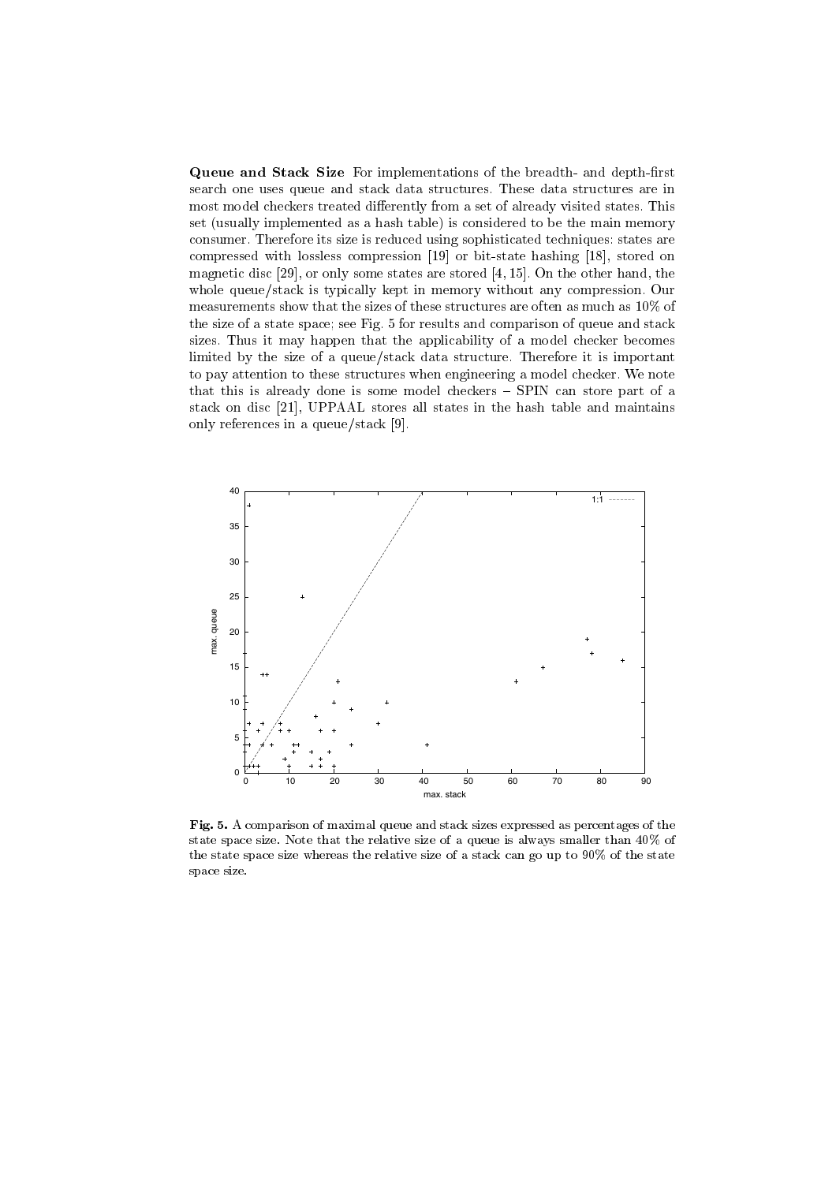**Queue and Stack Size** For implementations of the breadth- and depth-first search one uses queue and stack data structures. These data structures are in most model checkers treated differently from a set of already visited states. This set (usually implemented as a hash table) is considered to be the main memory consumer. Therefore its size is reduced using sophisticated techniques: states are compressed with lossless compression [19] or bit-state hashing [18], stored on magnetic disc [29], or only some states are stored [4, 15]. On the other hand, the whole queue/stack is typically kept in memory without any compression. Our measurements show that the sizes of these structures are often as much as 10% of the size of a state space; see Fig. 5 for results and comparison of queue and stack sizes. Thus it may happen that the applicability of a model checker becomes limited by the size of a queue/stack data structure. Therefore it is important to pay attention to these structures when engineering a model checker. We note that this is already done is some model checkers – SPIN can store part of a stack on disc [21], UPPAAL stores all states in the hash table and maintains only references in a queue/stack [9].

**Fig. 5.** A comparison of maximal queue and stack sizes expressed as percentages of the state space size. Note that the relative size of a queue is always smaller than 40% of the state space size whereas the relative size of a stack can go up to 90% of the state space size.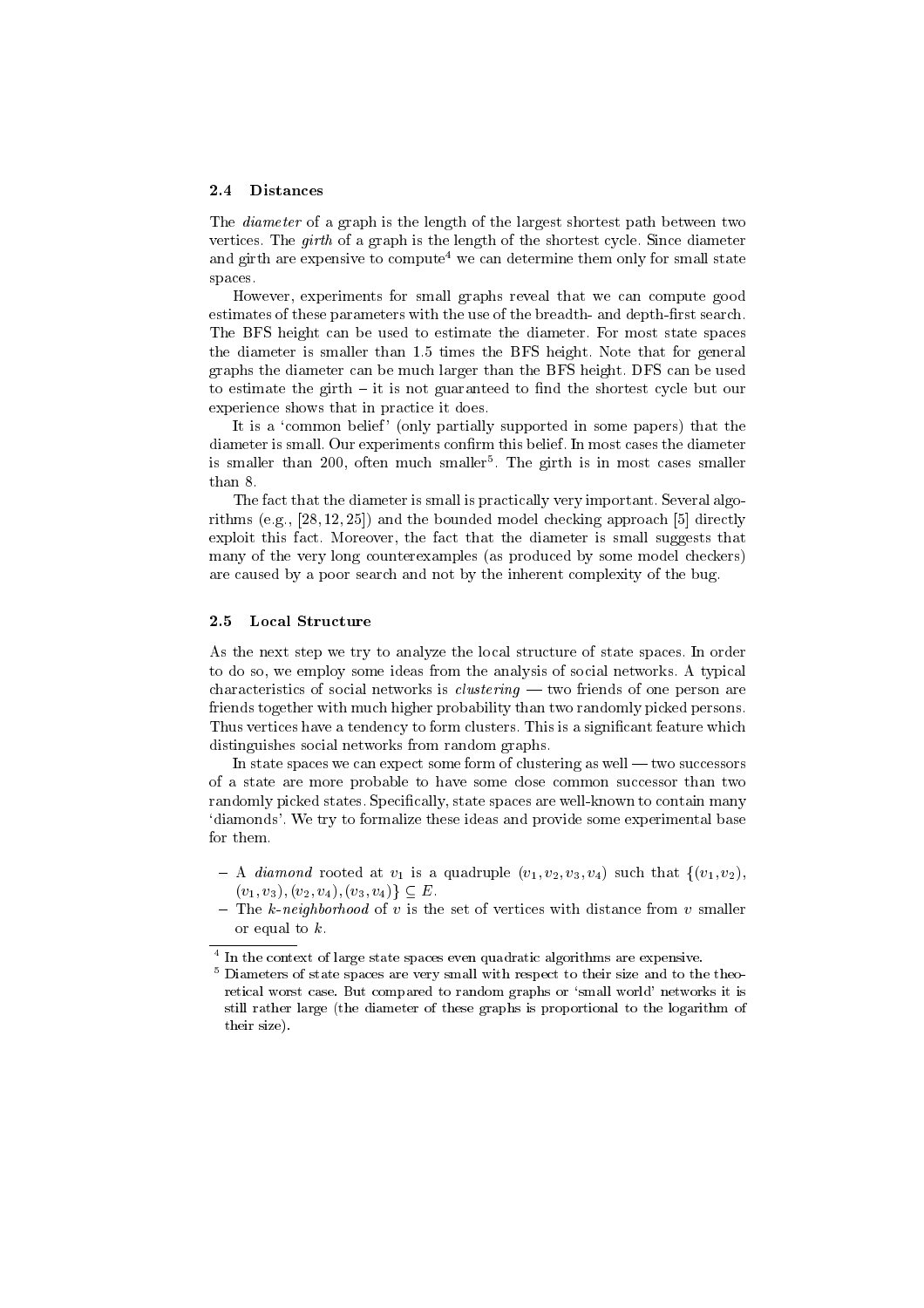### 2.4 Distances

The *diameter* of a graph is the length of the largest shortest path between two vertices. The *girth* of a graph is the length of the shortest cycle. Since diameter and girth are expensive to compute[4] we can determine them only for small state spaces.

However, experiments for small graphs reveal that we can compute good estimates of these parameters with the use of the breadth- and depth-first search. The BFS height can be used to estimate the diameter. For most state spaces the diameter is smaller than 1.5 times the BFS height. Note that for general graphs the diameter can be much larger than the BFS height. DFS can be used to estimate the girth – it is not guaranteed to find the shortest cycle but our experience shows that in practice it does.

It is a 'common belief' (only partially supported in some papers) that the diameter is small. Our experiments confirm this belief. In most cases the diameter is smaller than 200, often much smaller[5]. The girth is in most cases smaller than 8.

The fact that the diameter is small is practically very important. Several algorithms (e.g., [28, 12, 25]) and the bounded model checking approach [5] directly exploit this fact. Moreover, the fact that the diameter is small suggests that many of the very long counterexamples (as produced by some model checkers) are caused by a poor search and not by the inherent complexity of the bug.

### 2.5 Local Structure

As the next step we try to analyze the local structure of state spaces. In order to do so, we employ some ideas from the analysis of social networks. A typical characteristics of social networks is *clustering* — two friends of one person are friends together with much higher probability than two randomly picked persons. Thus vertices have a tendency to form clusters. This is a significant feature which distinguishes social networks from random graphs.

In state spaces we can expect some form of clustering as well — two successors of a state are more probable to have some close common successor than two randomly picked states. Specifically, state spaces are well-known to contain many 'diamonds'. We try to formalize these ideas and provide some experimental base for them.

- A *diamond* rooted at $v_1$ is a quadruple $(v_1, v_2, v_3, v_4)$ such that $\{(v_1, v_2), (v_1, v_3), (v_2, v_4), (v_3, v_4)\} \subseteq E$.
- The *k-neighborhood* of $v$ is the set of vertices with distance from $v$ smaller or equal to $k$.

[4] In the context of large state spaces even quadratic algorithms are expensive.

[5] Diameters of state spaces are very small with respect to their size and to the theoretical worst case. But compared to random graphs or 'small world' networks it is still rather large (the diameter of these graphs is proportional to the logarithm of their size).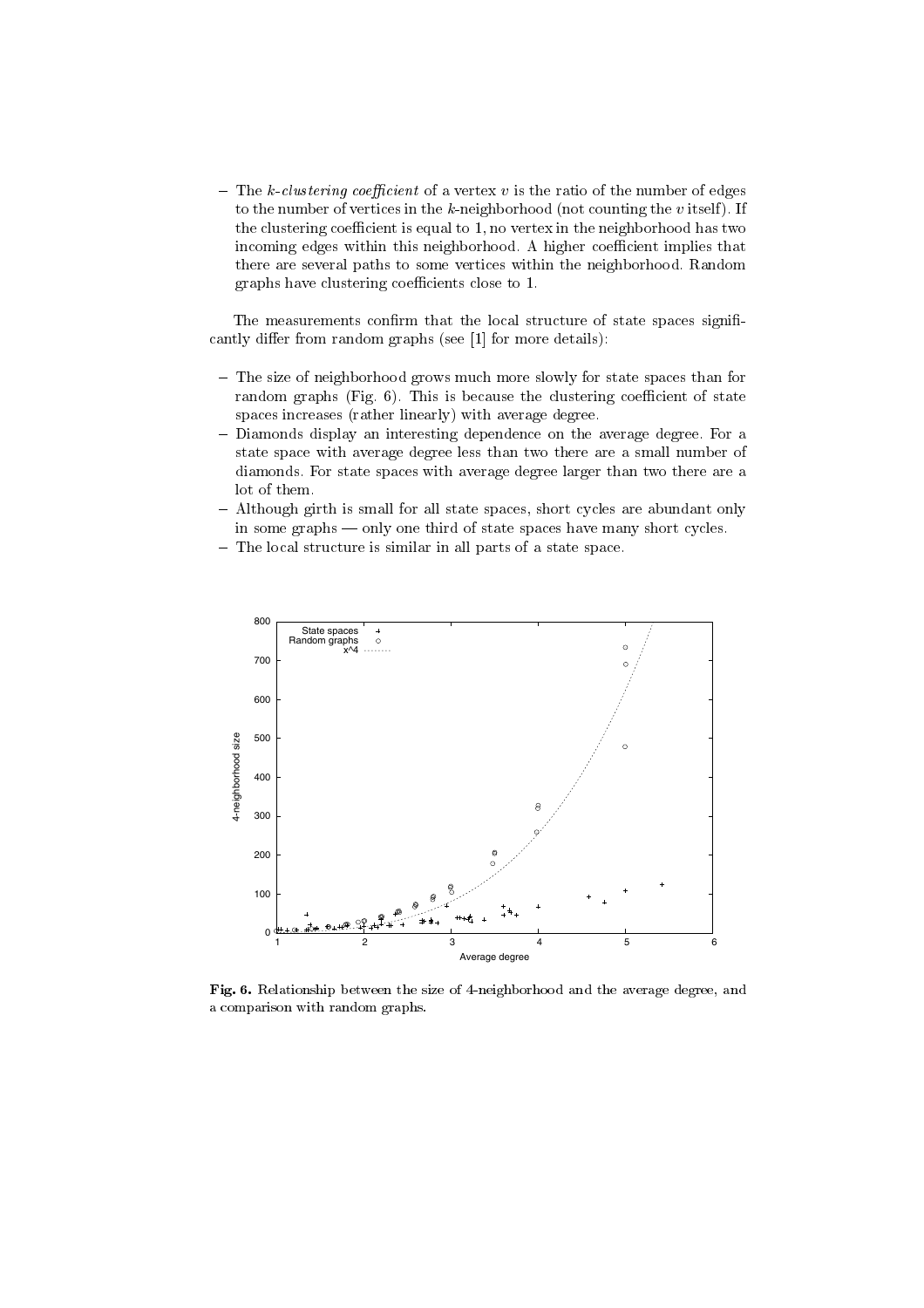– The *k-clustering coefficient* of a vertex $v$ is the ratio of the number of edges to the number of vertices in the $k$-neighborhood (not counting the $v$ itself). If the clustering coefficient is equal to 1, no vertex in the neighborhood has two incoming edges within this neighborhood. A higher coefficient implies that there are several paths to some vertices within the neighborhood. Random graphs have clustering coefficients close to 1.

The measurements confirm that the local structure of state spaces significantly differ from random graphs (see [1] for more details):

– The size of neighborhood grows much more slowly for state spaces than for random graphs (Fig. 6). This is because the clustering coefficient of state spaces increases (rather linearly) with average degree.
– Diamonds display an interesting dependence on the average degree. For a state space with average degree less than two there are a small number of diamonds. For state spaces with average degree larger than two there are a lot of them.
– Although girth is small for all state spaces, short cycles are abundant only in some graphs — only one third of state spaces have many short cycles.
– The local structure is similar in all parts of a state space.

**Fig. 6.** Relationship between the size of 4-neighborhood and the average degree, and a comparison with random graphs.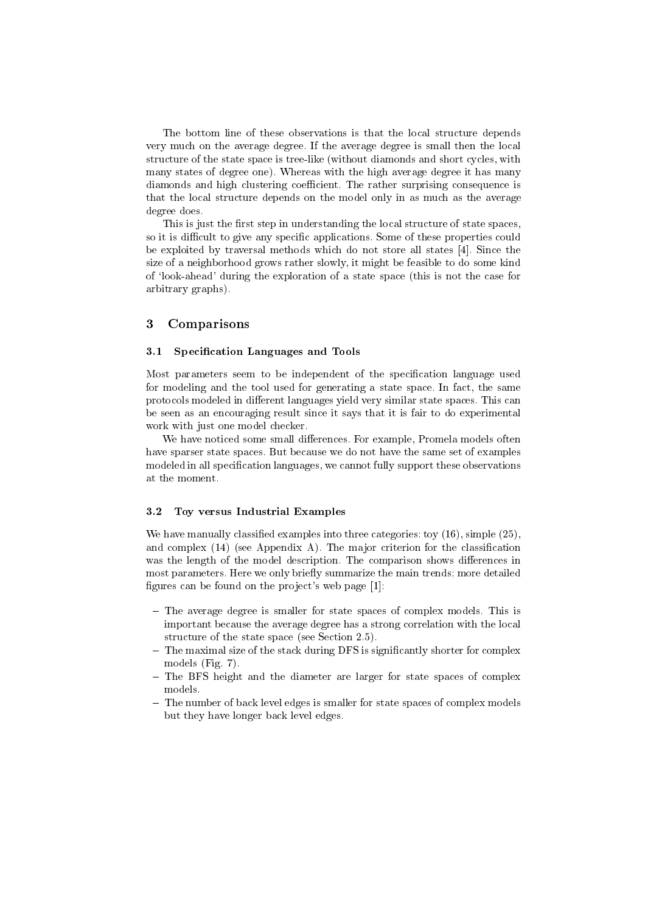The bottom line of these observations is that the local structure depends very much on the average degree. If the average degree is small then the local structure of the state space is tree-like (without diamonds and short cycles, with many states of degree one). Whereas with the high average degree it has many diamonds and high clustering coefficient. The rather surprising consequence is that the local structure depends on the model only in as much as the average degree does.

This is just the first step in understanding the local structure of state spaces, so it is difficult to give any specific applications. Some of these properties could be exploited by traversal methods which do not store all states [4]. Since the size of a neighborhood grows rather slowly, it might be feasible to do some kind of 'look-ahead' during the exploration of a state space (this is not the case for arbitrary graphs).

## 3 Comparisons

### 3.1 Specification Languages and Tools

Most parameters seem to be independent of the specification language used for modeling and the tool used for generating a state space. In fact, the same protocols modeled in different languages yield very similar state spaces. This can be seen as an encouraging result since it says that it is fair to do experimental work with just one model checker.

We have noticed some small differences. For example, Promela models often have sparser state spaces. But because we do not have the same set of examples modeled in all specification languages, we cannot fully support these observations at the moment.

### 3.2 Toy versus Industrial Examples

We have manually classified examples into three categories: toy (16), simple (25), and complex (14) (see Appendix A). The major criterion for the classification was the length of the model description. The comparison shows differences in most parameters. Here we only briefly summarize the main trends; more detailed figures can be found on the project's web page [1]:

- The average degree is smaller for state spaces of complex models. This is important because the average degree has a strong correlation with the local structure of the state space (see Section 2.5).
- The maximal size of the stack during DFS is significantly shorter for complex models (Fig. 7).
- The BFS height and the diameter are larger for state spaces of complex models.
- The number of back level edges is smaller for state spaces of complex models but they have longer back level edges.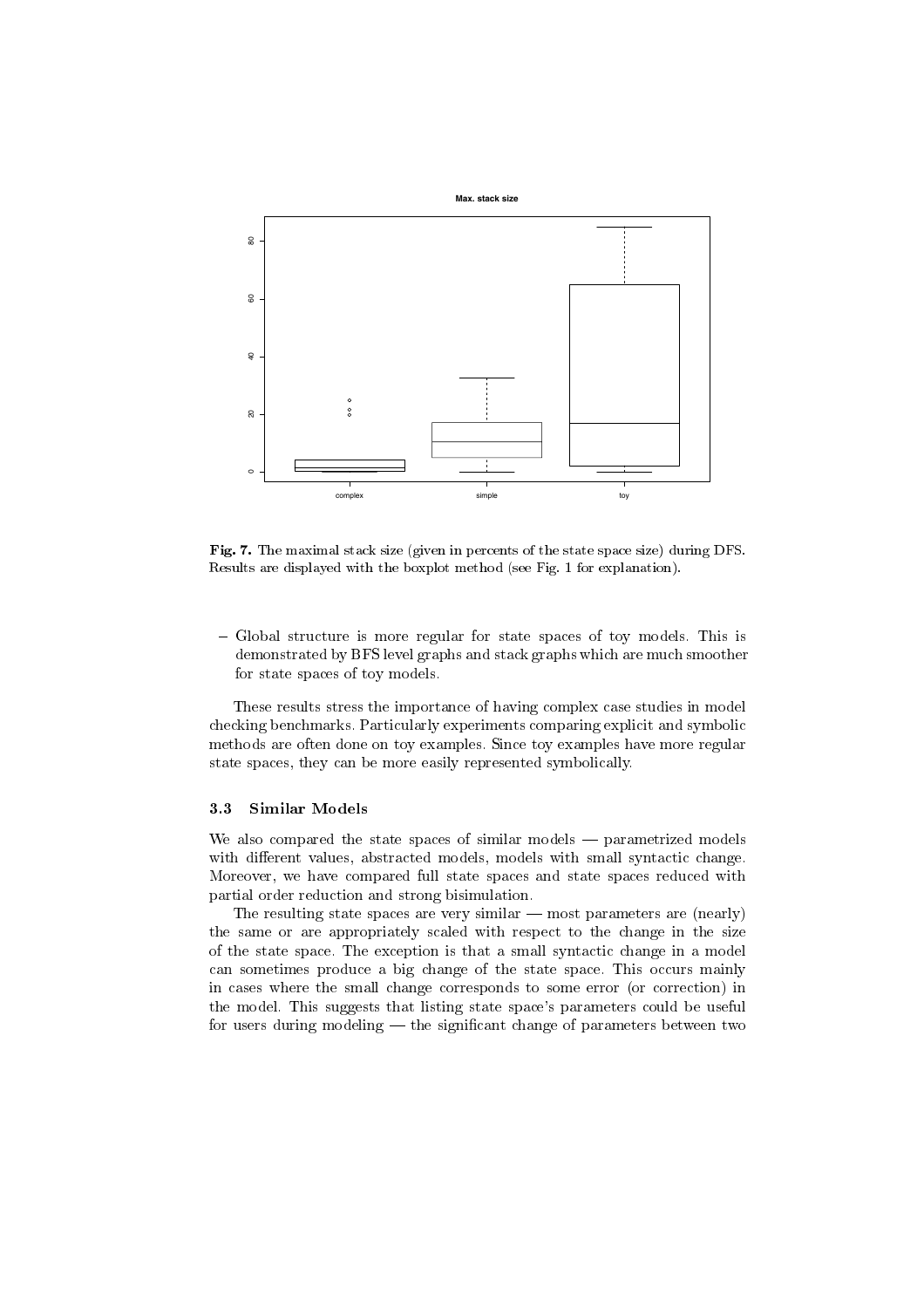**Fig. 7.** The maximal stack size (given in percents of the state space size) during DFS. Results are displayed with the boxplot method (see Fig. 1 for explanation).

– Global structure is more regular for state spaces of toy models. This is demonstrated by BFS level graphs and stack graphs which are much smoother for state spaces of toy models.

These results stress the importance of having complex case studies in model checking benchmarks. Particularly experiments comparing explicit and symbolic methods are often done on toy examples. Since toy examples have more regular state spaces, they can be more easily represented symbolically.

### 3.3 Similar Models

We also compared the state spaces of similar models — parametrized models with different values, abstracted models, models with small syntactic change. Moreover, we have compared full state spaces and state spaces reduced with partial order reduction and strong bisimulation.

The resulting state spaces are very similar — most parameters are (nearly) the same or are appropriately scaled with respect to the change in the size of the state space. The exception is that a small syntactic change in a model can sometimes produce a big change of the state space. This occurs mainly in cases where the small change corresponds to some error (or correction) in the model. This suggests that listing state space's parameters could be useful for users during modeling — the significant change of parameters between two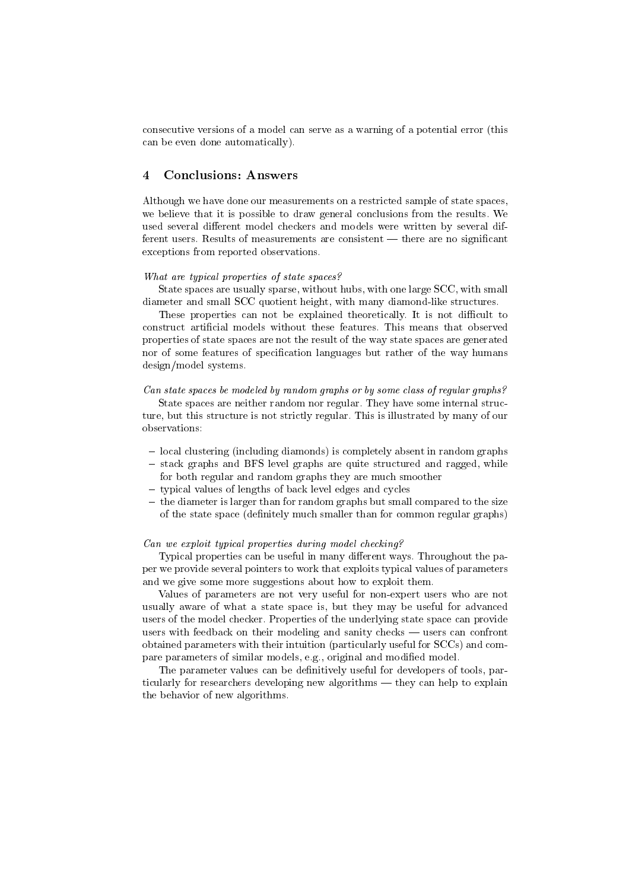consecutive versions of a model can serve as a warning of a potential error (this can be even done automatically).

## 4 Conclusions: Answers

Although we have done our measurements on a restricted sample of state spaces, we believe that it is possible to draw general conclusions from the results. We used several different model checkers and models were written by several different users. Results of measurements are consistent — there are no significant exceptions from reported observations.

*What are typical properties of state spaces?*

State spaces are usually sparse, without hubs, with one large SCC, with small diameter and small SCC quotient height, with many diamond-like structures.

These properties can not be explained theoretically. It is not difficult to construct artificial models without these features. This means that observed properties of state spaces are not the result of the way state spaces are generated nor of some features of specification languages but rather of the way humans design/model systems.

*Can state spaces be modeled by random graphs or by some class of regular graphs?*

State spaces are neither random nor regular. They have some internal structure, but this structure is not strictly regular. This is illustrated by many of our observations:

- local clustering (including diamonds) is completely absent in random graphs
- stack graphs and BFS level graphs are quite structured and ragged, while for both regular and random graphs they are much smoother
- typical values of lengths of back level edges and cycles
- the diameter is larger than for random graphs but small compared to the size of the state space (definitely much smaller than for common regular graphs)

*Can we exploit typical properties during model checking?*

Typical properties can be useful in many different ways. Throughout the paper we provide several pointers to work that exploits typical values of parameters and we give some more suggestions about how to exploit them.

Values of parameters are not very useful for non-expert users who are not usually aware of what a state space is, but they may be useful for advanced users of the model checker. Properties of the underlying state space can provide users with feedback on their modeling and sanity checks — users can confront obtained parameters with their intuition (particularly useful for SCCs) and compare parameters of similar models, e.g., original and modified model.

The parameter values can be definitively useful for developers of tools, particularly for researchers developing new algorithms — they can help to explain the behavior of new algorithms.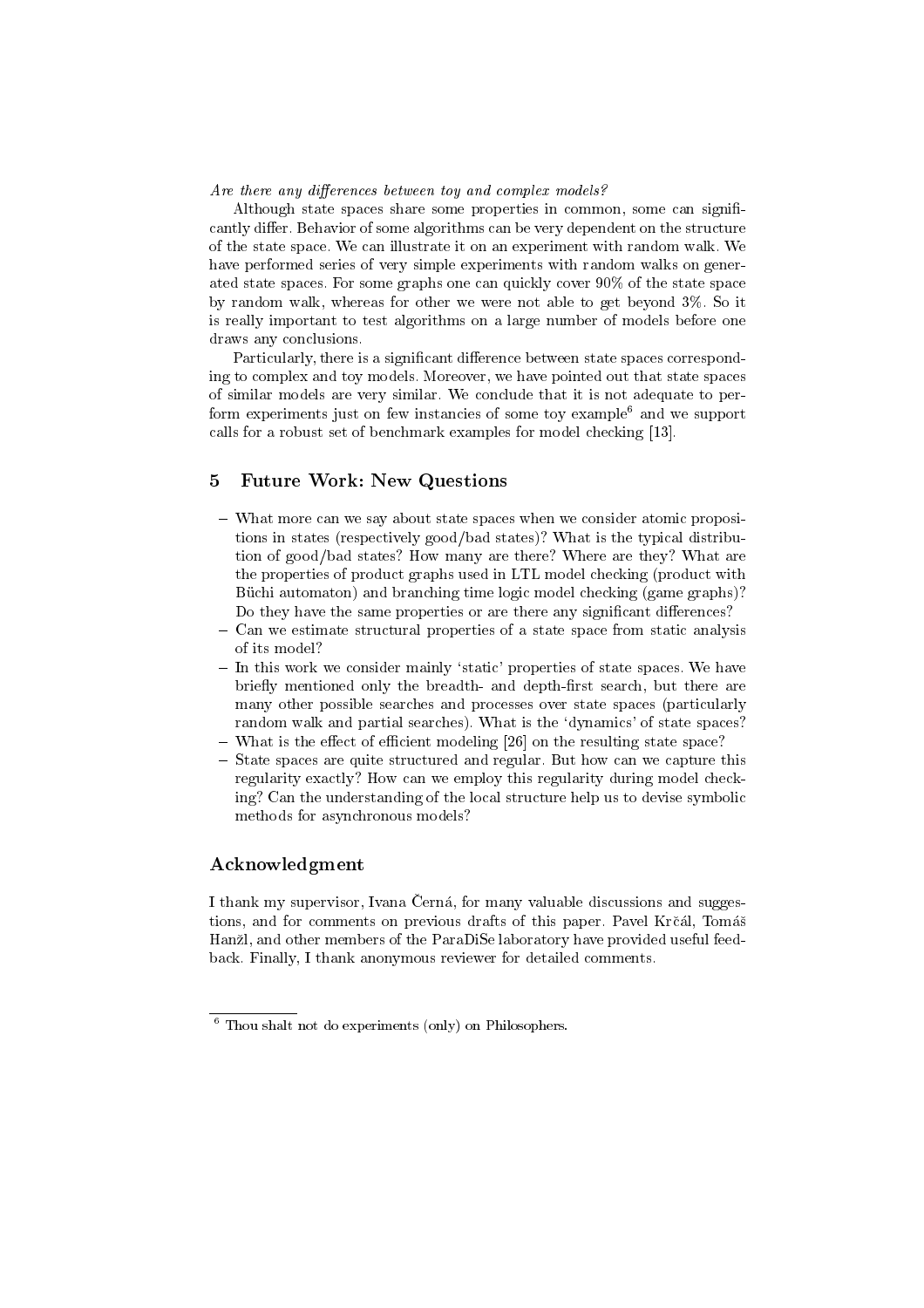*Are there any differences between toy and complex models?*

Although state spaces share some properties in common, some can significantly differ. Behavior of some algorithms can be very dependent on the structure of the state space. We can illustrate it on an experiment with random walk. We have performed series of very simple experiments with random walks on generated state spaces. For some graphs one can quickly cover 90% of the state space by random walk, whereas for other we were not able to get beyond 3%. So it is really important to test algorithms on a large number of models before one draws any conclusions.

Particularly, there is a significant difference between state spaces corresponding to complex and toy models. Moreover, we have pointed out that state spaces of similar models are very similar. We conclude that it is not adequate to perform experiments just on few instancies of some toy example[6] and we support calls for a robust set of benchmark examples for model checking [13].

## 5 Future Work: New Questions

- What more can we say about state spaces when we consider atomic propositions in states (respectively good/bad states)? What is the typical distribution of good/bad states? How many are there? Where are they? What are the properties of product graphs used in LTL model checking (product with Büchi automaton) and branching time logic model checking (game graphs)? Do they have the same properties or are there any significant differences?
- Can we estimate structural properties of a state space from static analysis of its model?
- In this work we consider mainly 'static' properties of state spaces. We have briefly mentioned only the breadth- and depth-first search, but there are many other possible searches and processes over state spaces (particularly random walk and partial searches). What is the 'dynamics' of state spaces?
- What is the effect of efficient modeling [26] on the resulting state space?
- State spaces are quite structured and regular. But how can we capture this regularity exactly? How can we employ this regularity during model checking? Can the understanding of the local structure help us to devise symbolic methods for asynchronous models?

## Acknowledgment

I thank my supervisor, Ivana Černá, for many valuable discussions and suggestions, and for comments on previous drafts of this paper. Pavel Krčál, Tomáš Hanžl, and other members of the ParaDiSe laboratory have provided useful feedback. Finally, I thank anonymous reviewer for detailed comments.

---

[6] Thou shalt not do experiments (only) on Philosophers.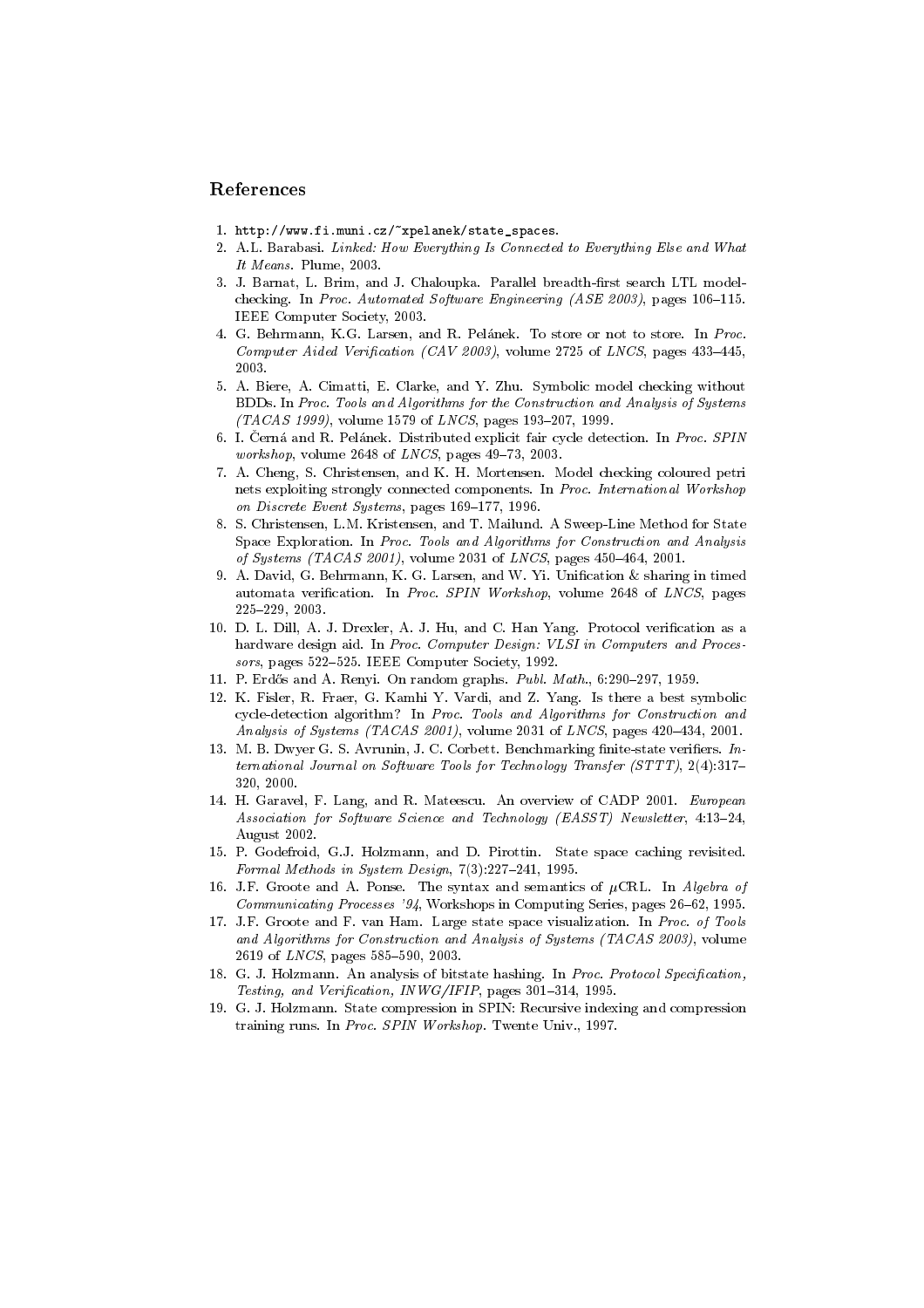## References

1. http://www.fi.muni.cz/~xpelanek/state_spaces.
2. A.L. Barabasi. *Linked: How Everything Is Connected to Everything Else and What It Means*. Plume, 2003.
3. J. Barnat, L. Brim, and J. Chaloupka. Parallel breadth-first search LTL model-checking. In *Proc. Automated Software Engineering (ASE 2003)*, pages 106–115. IEEE Computer Society, 2003.
4. G. Behrmann, K.G. Larsen, and R. Pelánek. To store or not to store. In *Proc. Computer Aided Verification (CAV 2003)*, volume 2725 of *LNCS*, pages 433–445, 2003.
5. A. Biere, A. Cimatti, E. Clarke, and Y. Zhu. Symbolic model checking without BDDs. In *Proc. Tools and Algorithms for the Construction and Analysis of Systems (TACAS 1999)*, volume 1579 of *LNCS*, pages 193–207, 1999.
6. I. Černá and R. Pelánek. Distributed explicit fair cycle detection. In *Proc. SPIN workshop*, volume 2648 of *LNCS*, pages 49–73, 2003.
7. A. Cheng, S. Christensen, and K. H. Mortensen. Model checking coloured petri nets exploiting strongly connected components. In *Proc. International Workshop on Discrete Event Systems*, pages 169–177, 1996.
8. S. Christensen, L.M. Kristensen, and T. Mailund. A Sweep-Line Method for State Space Exploration. In *Proc. Tools and Algorithms for Construction and Analysis of Systems (TACAS 2001)*, volume 2031 of *LNCS*, pages 450–464, 2001.
9. A. David, G. Behrmann, K. G. Larsen, and W. Yi. Unification & sharing in timed automata verification. In *Proc. SPIN Workshop*, volume 2648 of *LNCS*, pages 225–229, 2003.
10. D. L. Dill, A. J. Drexler, A. J. Hu, and C. Han Yang. Protocol verification as a hardware design aid. In *Proc. Computer Design: VLSI in Computers and Processors*, pages 522–525. IEEE Computer Society, 1992.
11. P. Erdős and A. Renyi. On random graphs. *Publ. Math.*, 6:290–297, 1959.
12. K. Fisler, R. Fraer, G. Kamhi Y. Vardi, and Z. Yang. Is there a best symbolic cycle-detection algorithm? In *Proc. Tools and Algorithms for Construction and Analysis of Systems (TACAS 2001)*, volume 2031 of *LNCS*, pages 420–434, 2001.
13. M. B. Dwyer G. S. Avrunin, J. C. Corbett. Benchmarking finite-state verifiers. *International Journal on Software Tools for Technology Transfer (STTT)*, 2(4):317–320, 2000.
14. H. Garavel, F. Lang, and R. Mateescu. An overview of CADP 2001. *European Association for Software Science and Technology (EASST) Newsletter*, 4:13–24, August 2002.
15. P. Godefroid, G.J. Holzmann, and D. Pirottin. State space caching revisited. *Formal Methods in System Design*, 7(3):227–241, 1995.
16. J.F. Groote and A. Ponse. The syntax and semantics of $\mu$CRL. In *Algebra of Communicating Processes '94*, Workshops in Computing Series, pages 26–62, 1995.
17. J.F. Groote and F. van Ham. Large state space visualization. In *Proc. of Tools and Algorithms for Construction and Analysis of Systems (TACAS 2003)*, volume 2619 of *LNCS*, pages 585–590, 2003.
18. G. J. Holzmann. An analysis of bitstate hashing. In *Proc. Protocol Specification, Testing, and Verification, INWG/IFIP*, pages 301–314, 1995.
19. G. J. Holzmann. State compression in SPIN: Recursive indexing and compression training runs. In *Proc. SPIN Workshop*. Twente Univ., 1997.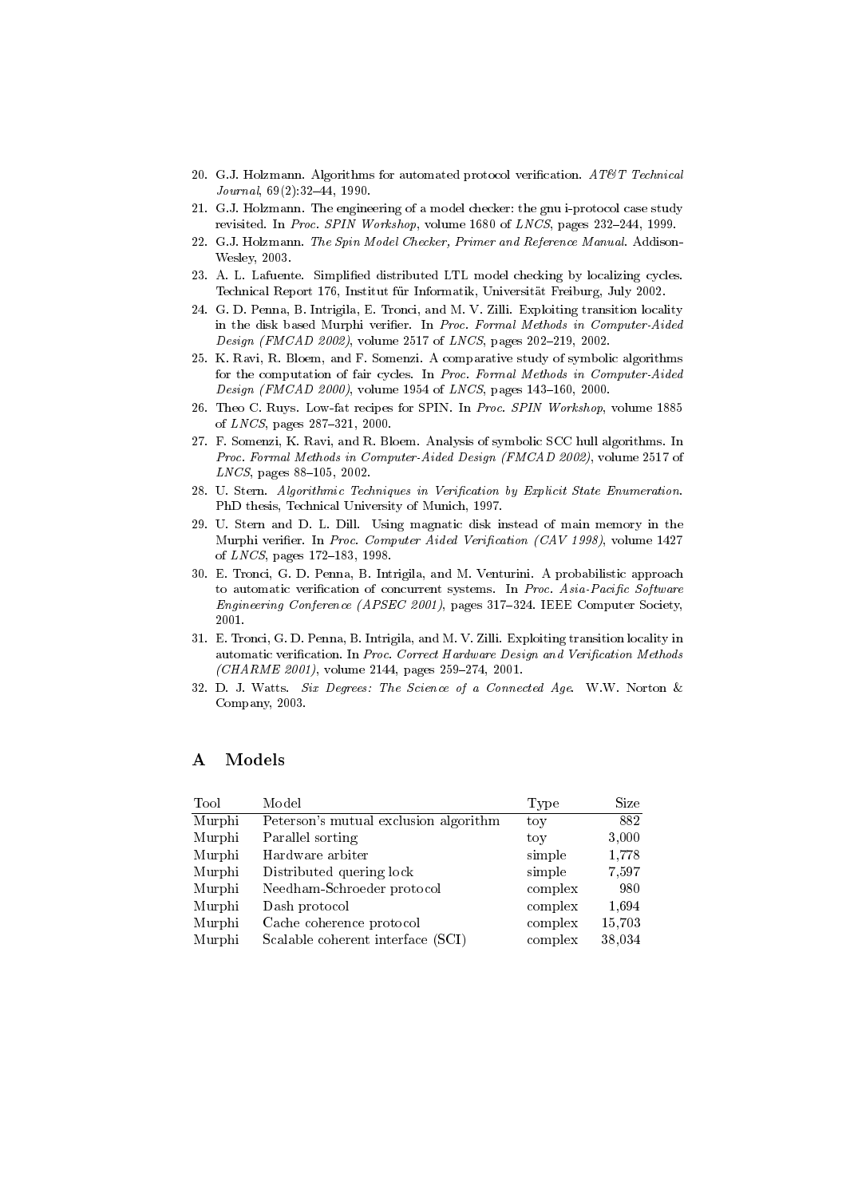20. G.J. Holzmann. Algorithms for automated protocol verification. *AT&T Technical Journal*, 69(2):32–44, 1990.
21. G.J. Holzmann. The engineering of a model checker: the gnu i-protocol case study revisited. In *Proc. SPIN Workshop*, volume 1680 of *LNCS*, pages 232–244, 1999.
22. G.J. Holzmann. *The Spin Model Checker, Primer and Reference Manual*. Addison-Wesley, 2003.
23. A. L. Lafuente. Simplified distributed LTL model checking by localizing cycles. Technical Report 176, Institut für Informatik, Universität Freiburg, July 2002.
24. G. D. Penna, B. Intrigila, E. Tronci, and M. V. Zilli. Exploiting transition locality in the disk based Murphi verifier. In *Proc. Formal Methods in Computer-Aided Design (FMCAD 2002)*, volume 2517 of *LNCS*, pages 202–219, 2002.
25. K. Ravi, R. Bloem, and F. Somenzi. A comparative study of symbolic algorithms for the computation of fair cycles. In *Proc. Formal Methods in Computer-Aided Design (FMCAD 2000)*, volume 1954 of *LNCS*, pages 143–160, 2000.
26. Theo C. Ruys. Low-fat recipes for SPIN. In *Proc. SPIN Workshop*, volume 1885 of *LNCS*, pages 287–321, 2000.
27. F. Somenzi, K. Ravi, and R. Bloem. Analysis of symbolic SCC hull algorithms. In *Proc. Formal Methods in Computer-Aided Design (FMCAD 2002)*, volume 2517 of *LNCS*, pages 88–105, 2002.
28. U. Stern. *Algorithmic Techniques in Verification by Explicit State Enumeration*. PhD thesis, Technical University of Munich, 1997.
29. U. Stern and D. L. Dill. Using magnatic disk instead of main memory in the Murphi verifier. In *Proc. Computer Aided Verification (CAV 1998)*, volume 1427 of *LNCS*, pages 172–183, 1998.
30. E. Tronci, G. D. Penna, B. Intrigila, and M. Venturini. A probabilistic approach to automatic verification of concurrent systems. In *Proc. Asia-Pacific Software Engineering Conference (APSEC 2001)*, pages 317–324. IEEE Computer Society, 2001.
31. E. Tronci, G. D. Penna, B. Intrigila, and M. V. Zilli. Exploiting transition locality in automatic verification. In *Proc. Correct Hardware Design and Verification Methods (CHARME 2001)*, volume 2144, pages 259–274, 2001.
32. D. J. Watts. *Six Degrees: The Science of a Connected Age*. W.W. Norton & Company, 2003.

# A Models

| Tool | Model | Type | Size |
|---|---|---|---|
| Murphi | Peterson's mutual exclusion algorithm | toy | 882 |
| Murphi | Parallel sorting | toy | 3,000 |
| Murphi | Hardware arbiter | simple | 1,778 |
| Murphi | Distributed quering lock | simple | 7,597 |
| Murphi | Needham-Schroeder protocol | complex | 980 |
| Murphi | Dash protocol | complex | 1,694 |
| Murphi | Cache coherence protocol | complex | 15,703 |
| Murphi | Scalable coherent interface (SCI) | complex | 38,034 |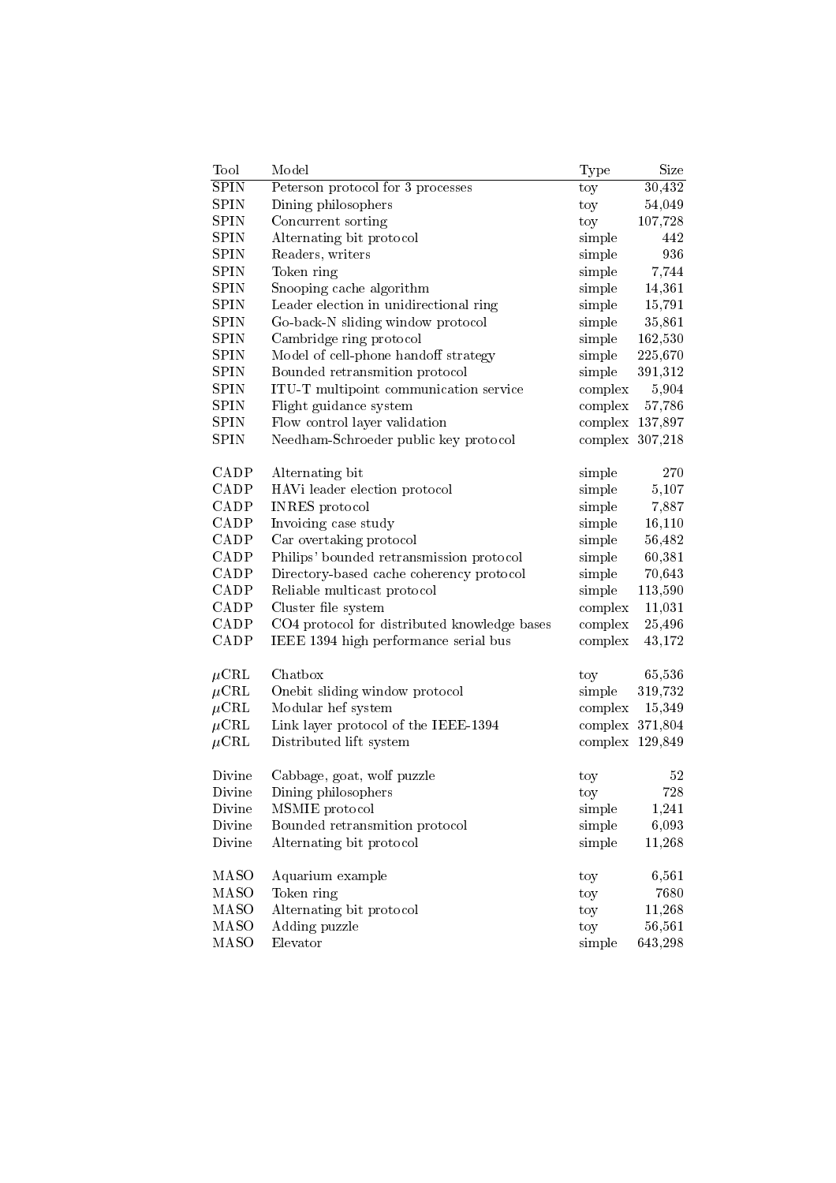| Tool | Model | Type | Size |
|---|---|---|---|
| SPIN | Peterson protocol for 3 processes | toy | 30,432 |
| SPIN | Dining philosophers | toy | 54,049 |
| SPIN | Concurrent sorting | toy | 107,728 |
| SPIN | Alternating bit protocol | simple | 442 |
| SPIN | Readers, writers | simple | 936 |
| SPIN | Token ring | simple | 7,744 |
| SPIN | Snooping cache algorithm | simple | 14,361 |
| SPIN | Leader election in unidirectional ring | simple | 15,791 |
| SPIN | Go-back-N sliding window protocol | simple | 35,861 |
| SPIN | Cambridge ring protocol | simple | 162,530 |
| SPIN | Model of cell-phone handoff strategy | simple | 225,670 |
| SPIN | Bounded retransmition protocol | simple | 391,312 |
| SPIN | ITU-T multipoint communication service | complex | 5,904 |
| SPIN | Flight guidance system | complex | 57,786 |
| SPIN | Flow control layer validation | complex | 137,897 |
| SPIN | Needham-Schroeder public key protocol | complex | 307,218 |
| | | | |
| CADP | Alternating bit | simple | 270 |
| CADP | HAVi leader election protocol | simple | 5,107 |
| CADP | INRES protocol | simple | 7,887 |
| CADP | Invoicing case study | simple | 16,110 |
| CADP | Car overtaking protocol | simple | 56,482 |
| CADP | Philips' bounded retransmission protocol | simple | 60,381 |
| CADP | Directory-based cache coherency protocol | simple | 70,643 |
| CADP | Reliable multicast protocol | simple | 113,590 |
| CADP | Cluster file system | complex | 11,031 |
| CADP | CO4 protocol for distributed knowledge bases | complex | 25,496 |
| CADP | IEEE 1394 high performance serial bus | complex | 43,172 |
| | | | |
| $\mu$CRL | Chatbox | toy | 65,536 |
| $\mu$CRL | Onebit sliding window protocol | simple | 319,732 |
| $\mu$CRL | Modular hef system | complex | 15,349 |
| $\mu$CRL | Link layer protocol of the IEEE-1394 | complex | 371,804 |
| $\mu$CRL | Distributed lift system | complex | 129,849 |
| | | | |
| Divine | Cabbage, goat, wolf puzzle | toy | 52 |
| Divine | Dining philosophers | toy | 728 |
| Divine | MSMIE protocol | simple | 1,241 |
| Divine | Bounded retransmition protocol | simple | 6,093 |
| Divine | Alternating bit protocol | simple | 11,268 |
| | | | |
| MASO | Aquarium example | toy | 6,561 |
| MASO | Token ring | toy | 7680 |
| MASO | Alternating bit protocol | toy | 11,268 |
| MASO | Adding puzzle | toy | 56,561 |
| MASO | Elevator | simple | 643,298 |